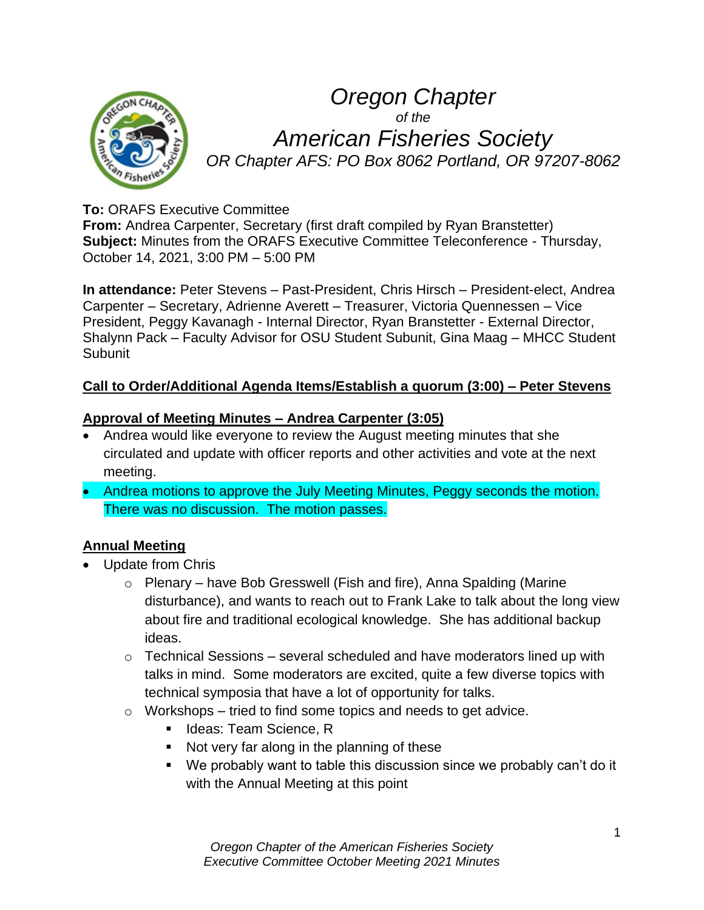# *Oregon Chapter*

*of the*

# *American Fisheries Society*

*OR Chapter AFS: PO Box 8062 Portland, OR 97207-8062*

**To:** ORAFS Executive Committee
**From:** Andrea Carpenter, Secretary (first draft compiled by Ryan Branstetter)
**Subject:** Minutes from the ORAFS Executive Committee Teleconference - Thursday, October 14, 2021, 3:00 PM – 5:00 PM

**In attendance:** Peter Stevens – Past-President, Chris Hirsch – President-elect, Andrea Carpenter – Secretary, Adrienne Averett – Treasurer, Victoria Quennessen – Vice President, Peggy Kavanagh - Internal Director, Ryan Branstetter - External Director, Shalynn Pack – Faculty Advisor for OSU Student Subunit, Gina Maag – MHCC Student Subunit

**Call to Order/Additional Agenda Items/Establish a quorum (3:00) – Peter Stevens**

**Approval of Meeting Minutes – Andrea Carpenter (3:05)**

- Andrea would like everyone to review the August meeting minutes that she circulated and update with officer reports and other activities and vote at the next meeting.
- Andrea motions to approve the July Meeting Minutes, Peggy seconds the motion. There was no discussion. The motion passes.

**Annual Meeting**

- Update from Chris
  - Plenary – have Bob Gresswell (Fish and fire), Anna Spalding (Marine disturbance), and wants to reach out to Frank Lake to talk about the long view about fire and traditional ecological knowledge. She has additional backup ideas.
  - Technical Sessions – several scheduled and have moderators lined up with talks in mind. Some moderators are excited, quite a few diverse topics with technical symposia that have a lot of opportunity for talks.
  - Workshops – tried to find some topics and needs to get advice.
    - Ideas: Team Science, R
    - Not very far along in the planning of these
    - We probably want to table this discussion since we probably can't do it with the Annual Meeting at this point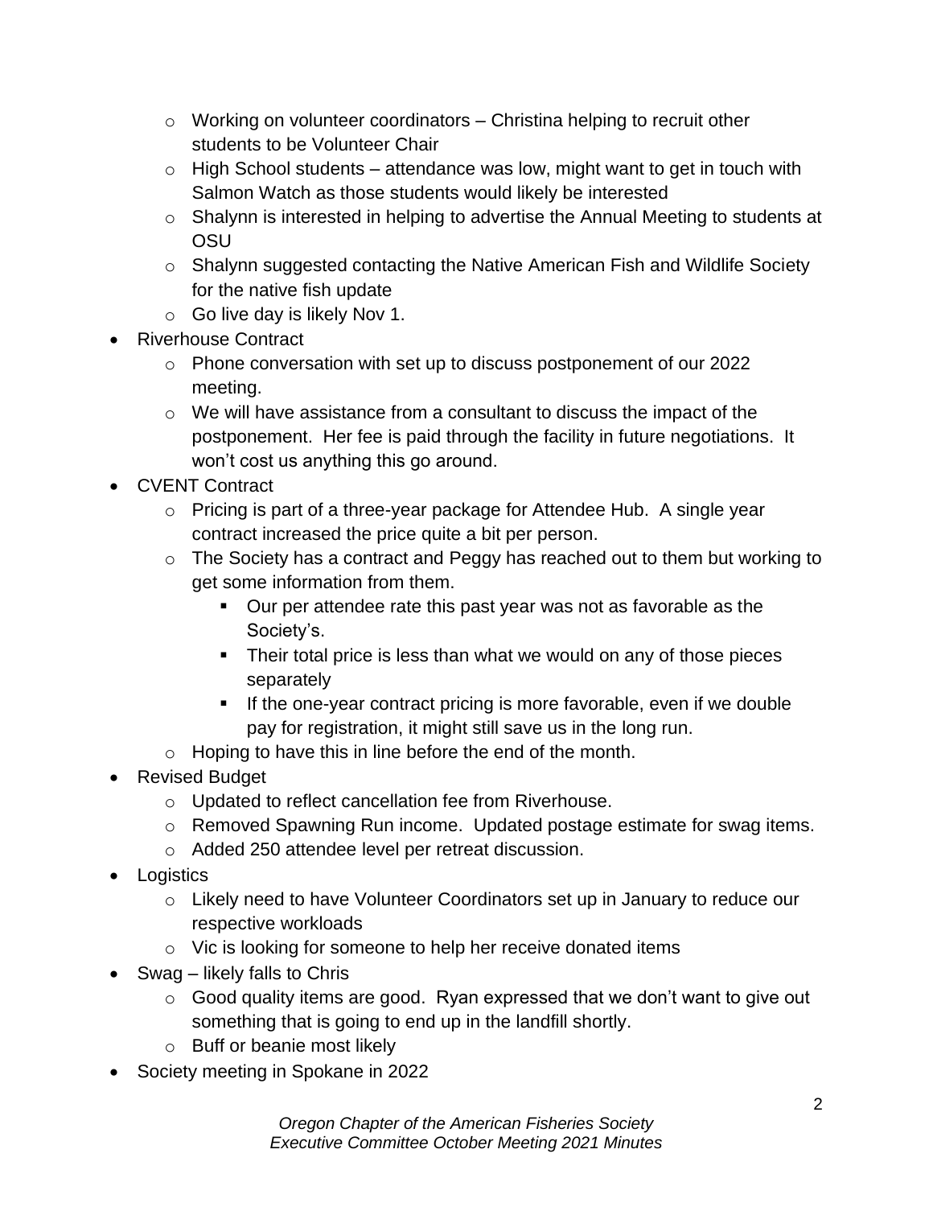- Working on volunteer coordinators – Christina helping to recruit other students to be Volunteer Chair
    - High School students – attendance was low, might want to get in touch with Salmon Watch as those students would likely be interested
    - Shalynn is interested in helping to advertise the Annual Meeting to students at OSU
    - Shalynn suggested contacting the Native American Fish and Wildlife Society for the native fish update
    - Go live day is likely Nov 1.
- Riverhouse Contract
    - Phone conversation with set up to discuss postponement of our 2022 meeting.
    - We will have assistance from a consultant to discuss the impact of the postponement. Her fee is paid through the facility in future negotiations. It won't cost us anything this go around.
- CVENT Contract
    - Pricing is part of a three-year package for Attendee Hub. A single year contract increased the price quite a bit per person.
    - The Society has a contract and Peggy has reached out to them but working to get some information from them.
        - Our per attendee rate this past year was not as favorable as the Society's.
        - Their total price is less than what we would on any of those pieces separately
        - If the one-year contract pricing is more favorable, even if we double pay for registration, it might still save us in the long run.
    - Hoping to have this in line before the end of the month.
- Revised Budget
    - Updated to reflect cancellation fee from Riverhouse.
    - Removed Spawning Run income. Updated postage estimate for swag items.
    - Added 250 attendee level per retreat discussion.
- Logistics
    - Likely need to have Volunteer Coordinators set up in January to reduce our respective workloads
    - Vic is looking for someone to help her receive donated items
- Swag – likely falls to Chris
    - Good quality items are good. Ryan expressed that we don't want to give out something that is going to end up in the landfill shortly.
    - Buff or beanie most likely
- Society meeting in Spokane in 2022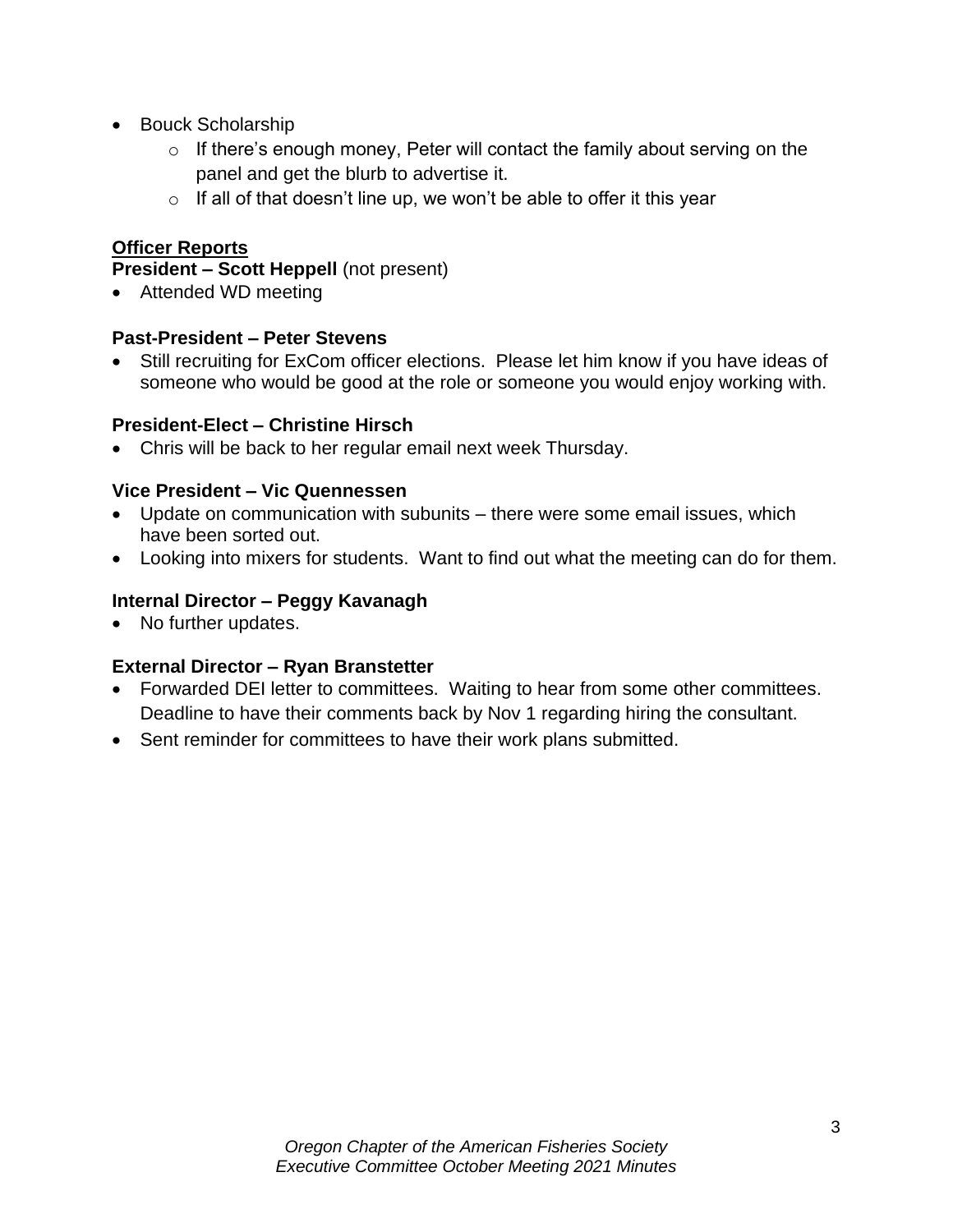- Bouck Scholarship
  - If there's enough money, Peter will contact the family about serving on the panel and get the blurb to advertise it.
  - If all of that doesn't line up, we won't be able to offer it this year

## Officer Reports

**President – Scott Heppell** (not present)

- Attended WD meeting

**Past-President – Peter Stevens**

- Still recruiting for ExCom officer elections. Please let him know if you have ideas of someone who would be good at the role or someone you would enjoy working with.

**President-Elect – Christine Hirsch**

- Chris will be back to her regular email next week Thursday.

**Vice President – Vic Quennessen**

- Update on communication with subunits – there were some email issues, which have been sorted out.
- Looking into mixers for students. Want to find out what the meeting can do for them.

**Internal Director – Peggy Kavanagh**

- No further updates.

**External Director – Ryan Branstetter**

- Forwarded DEI letter to committees. Waiting to hear from some other committees. Deadline to have their comments back by Nov 1 regarding hiring the consultant.
- Sent reminder for committees to have their work plans submitted.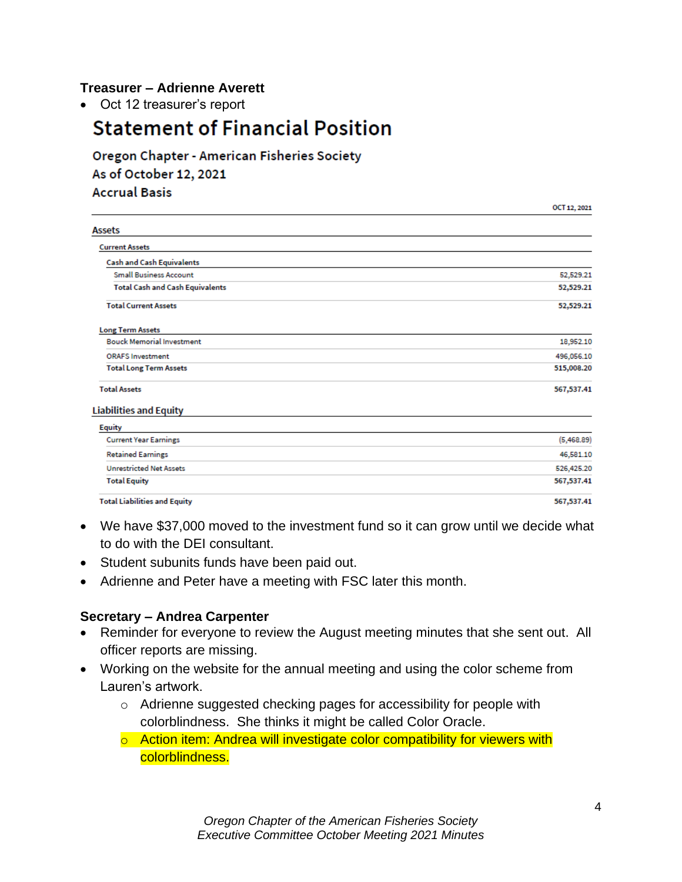**Treasurer – Adrienne Averett**

- Oct 12 treasurer's report

# Statement of Financial Position

**Oregon Chapter - American Fisheries Society**
**As of October 12, 2021**
**Accrual Basis**

| | OCT 12, 2021 |
|---|---|
| **Assets** | |
| **Current Assets** | |
| **Cash and Cash Equivalents** | |
| Small Business Account | 52,529.21 |
| **Total Cash and Cash Equivalents** | **52,529.21** |
| **Total Current Assets** | **52,529.21** |
| **Long Term Assets** | |
| Bouck Memorial Investment | 18,952.10 |
| ORAFS Investment | 496,056.10 |
| **Total Long Term Assets** | **515,008.20** |
| **Total Assets** | **567,537.41** |
| **Liabilities and Equity** | |
| **Equity** | |
| Current Year Earnings | (5,468.89) |
| Retained Earnings | 46,581.10 |
| Unrestricted Net Assets | 526,425.20 |
| **Total Equity** | **567,537.41** |
| **Total Liabilities and Equity** | **567,537.41** |

- We have $37,000 moved to the investment fund so it can grow until we decide what to do with the DEI consultant.
- Student subunits funds have been paid out.
- Adrienne and Peter have a meeting with FSC later this month.

**Secretary – Andrea Carpenter**

- Reminder for everyone to review the August meeting minutes that she sent out. All officer reports are missing.
- Working on the website for the annual meeting and using the color scheme from Lauren's artwork.
  - Adrienne suggested checking pages for accessibility for people with colorblindness. She thinks it might be called Color Oracle.
  - Action item: Andrea will investigate color compatibility for viewers with colorblindness.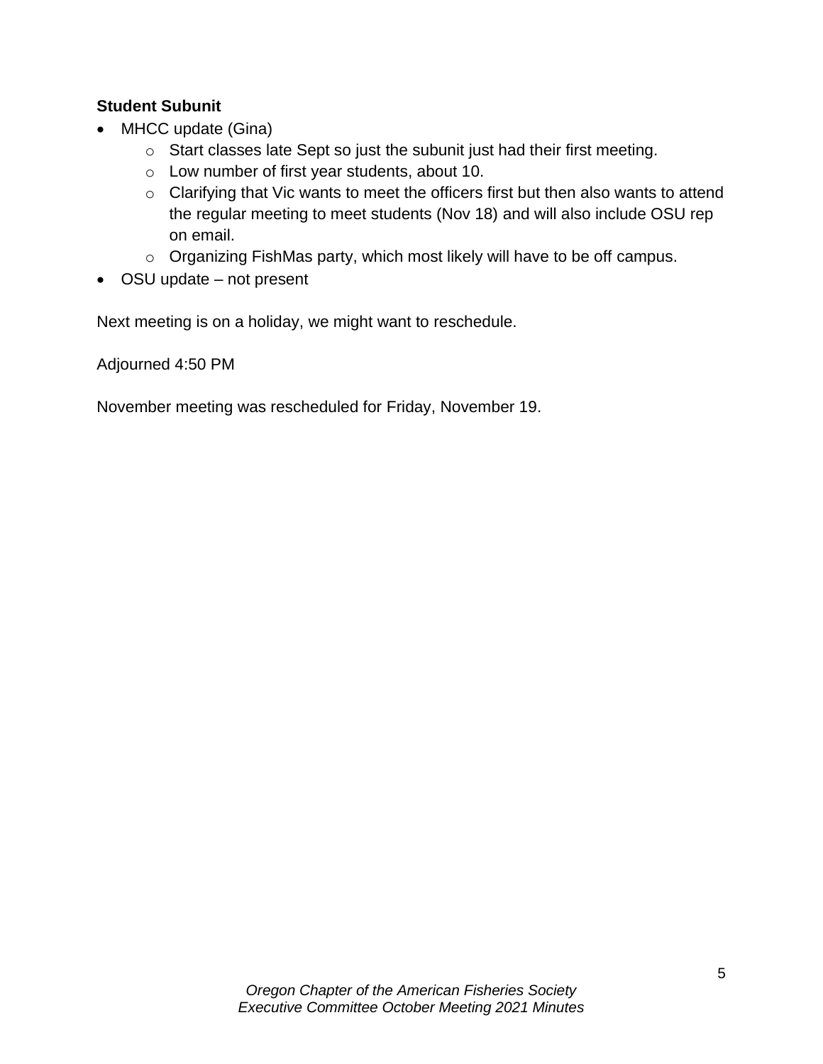**Student Subunit**

- MHCC update (Gina)
  - Start classes late Sept so just the subunit just had their first meeting.
  - Low number of first year students, about 10.
  - Clarifying that Vic wants to meet the officers first but then also wants to attend the regular meeting to meet students (Nov 18) and will also include OSU rep on email.
  - Organizing FishMas party, which most likely will have to be off campus.
- OSU update – not present

Next meeting is on a holiday, we might want to reschedule.

Adjourned 4:50 PM

November meeting was rescheduled for Friday, November 19.